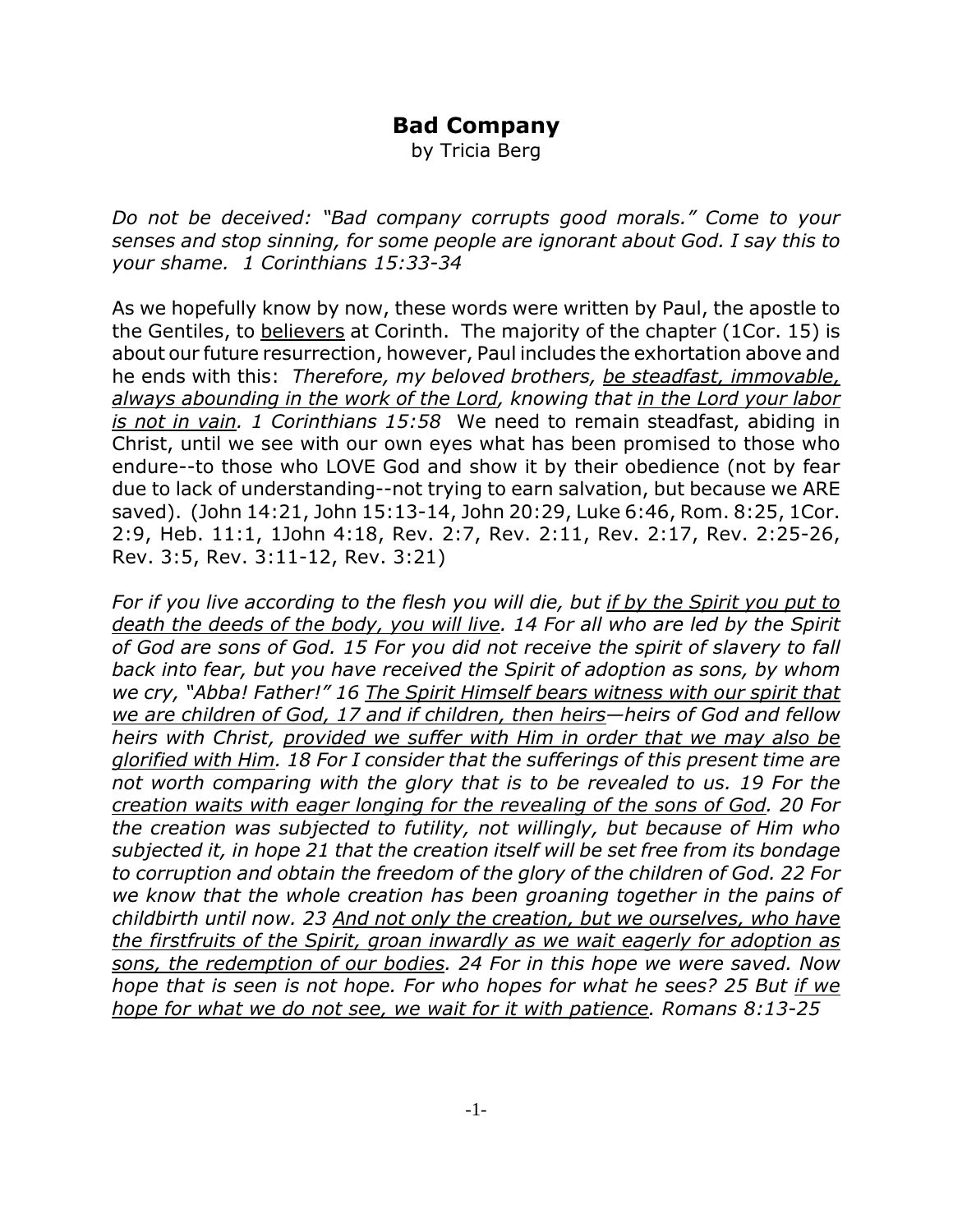# Bad Company

by Tricia Berg

*Do not be deceived: "Bad company corrupts good morals." Come to your senses and stop sinning, for some people are ignorant about God. I say this to your shame. 1 Corinthians 15:33-34*

As we hopefully know by now, these words were written by Paul, the apostle to the Gentiles, to <u>believers</u> at Corinth. The majority of the chapter (1Cor. 15) is about our future resurrection, however, Paul includes the exhortation above and he ends with this: *Therefore, my beloved brothers, <u>be steadfast, immovable, always abounding in the work of the Lord</u>, knowing that <u>in the Lord your labor is not in vain</u>. 1 Corinthians 15:58* We need to remain steadfast, abiding in Christ, until we see with our own eyes what has been promised to those who endure--to those who LOVE God and show it by their obedience (not by fear due to lack of understanding--not trying to earn salvation, but because we ARE saved). (John 14:21, John 15:13-14, John 20:29, Luke 6:46, Rom. 8:25, 1Cor. 2:9, Heb. 11:1, 1John 4:18, Rev. 2:7, Rev. 2:11, Rev. 2:17, Rev. 2:25-26, Rev. 3:5, Rev. 3:11-12, Rev. 3:21)

*For if you live according to the flesh you will die, but <u>if by the Spirit you put to death the deeds of the body, you will live</u>. 14 For all who are led by the Spirit of God are sons of God. 15 For you did not receive the spirit of slavery to fall back into fear, but you have received the Spirit of adoption as sons, by whom we cry, "Abba! Father!" 16 <u>The Spirit Himself bears witness with our spirit that we are children of God, 17 and if children, then heirs</u>—heirs of God and fellow heirs with Christ, <u>provided we suffer with Him in order that we may also be glorified with Him</u>. 18 For I consider that the sufferings of this present time are not worth comparing with the glory that is to be revealed to us. 19 For the <u>creation waits with eager longing for the revealing of the sons of God</u>. 20 For the creation was subjected to futility, not willingly, but because of Him who subjected it, in hope 21 that the creation itself will be set free from its bondage to corruption and obtain the freedom of the glory of the children of God. 22 For we know that the whole creation has been groaning together in the pains of childbirth until now. 23 <u>And not only the creation, but we ourselves, who have the firstfruits of the Spirit, groan inwardly as we wait eagerly for adoption as sons, the redemption of our bodies</u>. 24 For in this hope we were saved. Now hope that is seen is not hope. For who hopes for what he sees? 25 But <u>if we hope for what we do not see, we wait for it with patience</u>. Romans 8:13-25*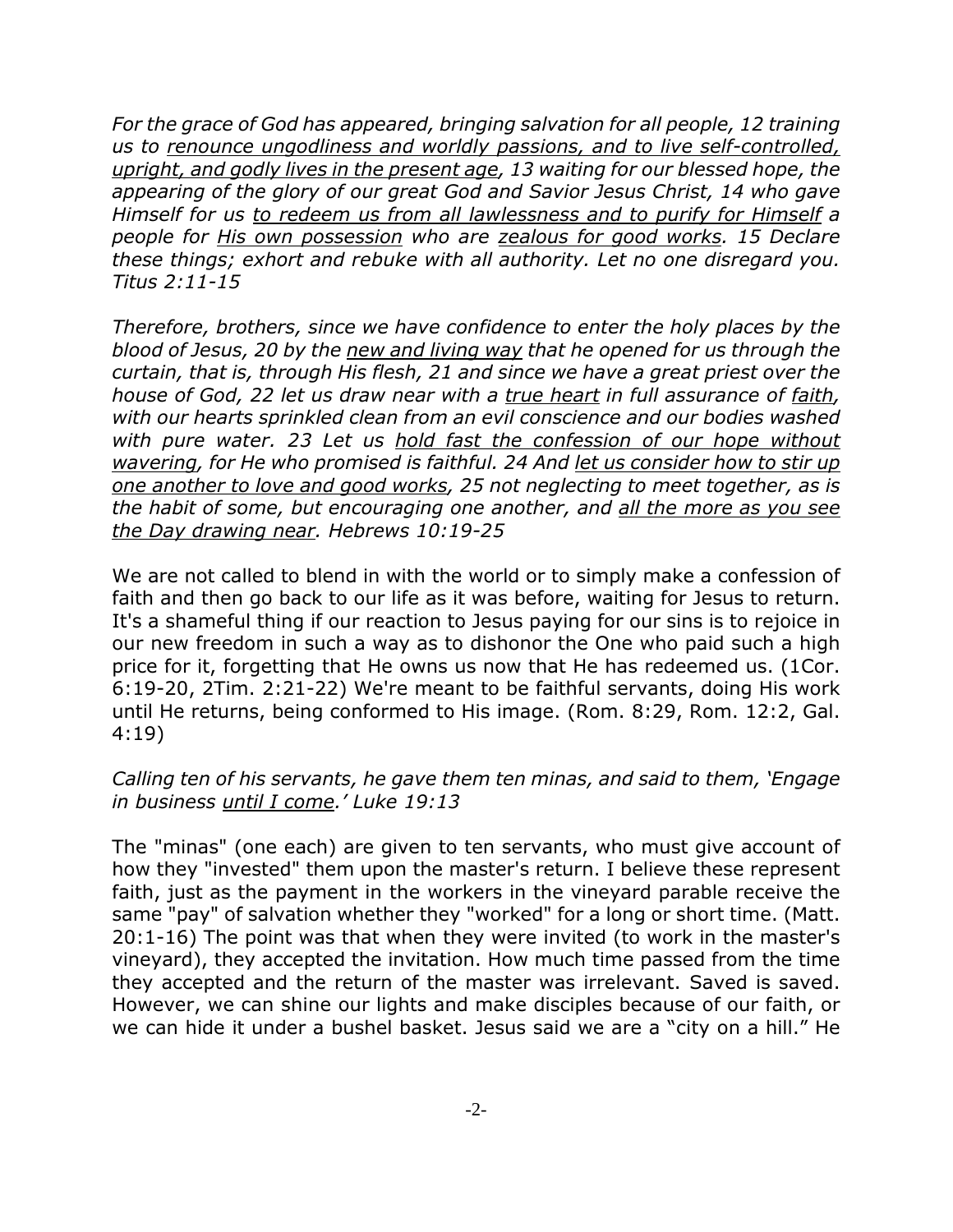*For the grace of God has appeared, bringing salvation for all people, 12 training us to <u>renounce ungodliness and worldly passions, and to live self-controlled, upright, and godly lives in the present age</u>, 13 waiting for our blessed hope, the appearing of the glory of our great God and Savior Jesus Christ, 14 who gave Himself for us <u>to redeem us from all lawlessness and to purify for Himself</u> a people for <u>His own possession</u> who are <u>zealous for good works</u>. 15 Declare these things; exhort and rebuke with all authority. Let no one disregard you. Titus 2:11-15*

*Therefore, brothers, since we have confidence to enter the holy places by the blood of Jesus, 20 by the <u>new and living way</u> that he opened for us through the curtain, that is, through His flesh, 21 and since we have a great priest over the house of God, 22 let us draw near with a <u>true heart</u> in full assurance of <u>faith</u>, with our hearts sprinkled clean from an evil conscience and our bodies washed with pure water. 23 Let us <u>hold fast the confession of our hope without wavering</u>, for He who promised is faithful. 24 And <u>let us consider how to stir up one another to love and good works</u>, 25 not neglecting to meet together, as is the habit of some, but encouraging one another, and <u>all the more as you see the Day drawing near</u>. Hebrews 10:19-25*

We are not called to blend in with the world or to simply make a confession of faith and then go back to our life as it was before, waiting for Jesus to return. It's a shameful thing if our reaction to Jesus paying for our sins is to rejoice in our new freedom in such a way as to dishonor the One who paid such a high price for it, forgetting that He owns us now that He has redeemed us. (1Cor. 6:19-20, 2Tim. 2:21-22) We're meant to be faithful servants, doing His work until He returns, being conformed to His image. (Rom. 8:29, Rom. 12:2, Gal. 4:19)

*Calling ten of his servants, he gave them ten minas, and said to them, 'Engage in business <u>until I come</u>.' Luke 19:13*

The "minas" (one each) are given to ten servants, who must give account of how they "invested" them upon the master's return. I believe these represent faith, just as the payment in the workers in the vineyard parable receive the same "pay" of salvation whether they "worked" for a long or short time. (Matt. 20:1-16) The point was that when they were invited (to work in the master's vineyard), they accepted the invitation. How much time passed from the time they accepted and the return of the master was irrelevant. Saved is saved. However, we can shine our lights and make disciples because of our faith, or we can hide it under a bushel basket. Jesus said we are a "city on a hill." He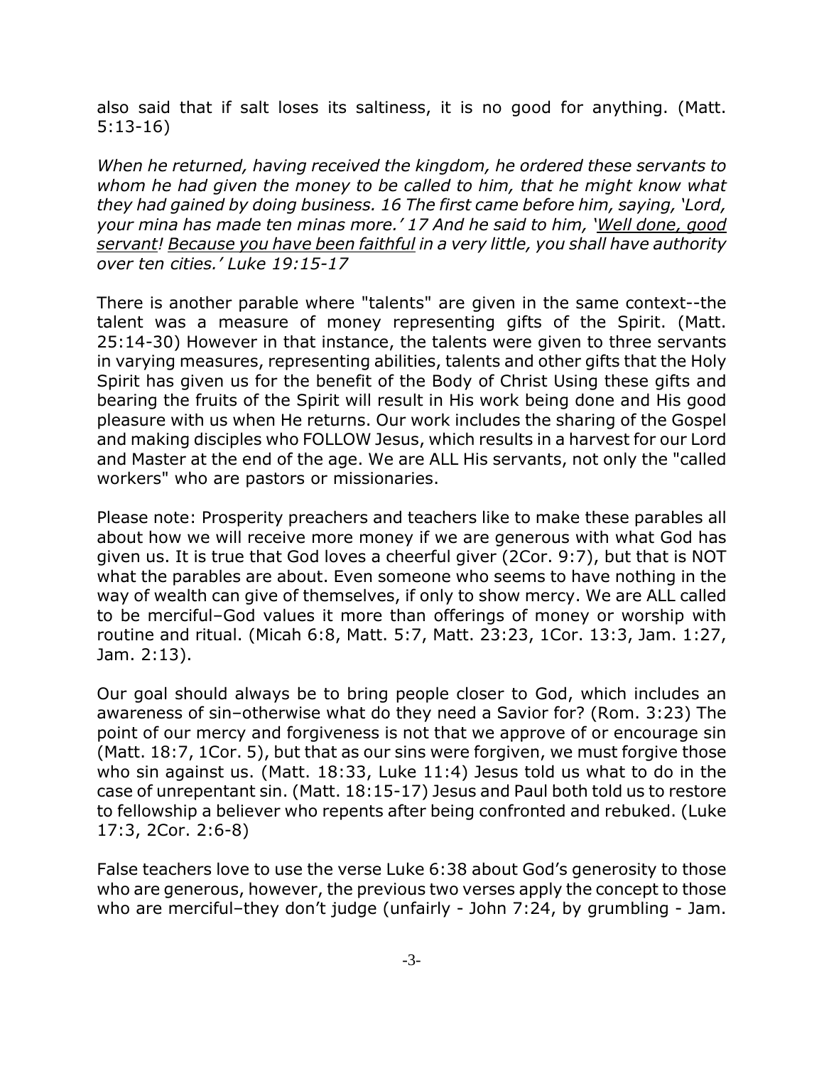also said that if salt loses its saltiness, it is no good for anything. (Matt. 5:13-16)

*When he returned, having received the kingdom, he ordered these servants to whom he had given the money to be called to him, that he might know what they had gained by doing business. 16 The first came before him, saying, 'Lord, your mina has made ten minas more.' 17 And he said to him, '<u>Well done, good servant</u>! <u>Because you have been faithful</u> in a very little, you shall have authority over ten cities.' Luke 19:15-17*

There is another parable where "talents" are given in the same context--the talent was a measure of money representing gifts of the Spirit. (Matt. 25:14-30) However in that instance, the talents were given to three servants in varying measures, representing abilities, talents and other gifts that the Holy Spirit has given us for the benefit of the Body of Christ Using these gifts and bearing the fruits of the Spirit will result in His work being done and His good pleasure with us when He returns. Our work includes the sharing of the Gospel and making disciples who FOLLOW Jesus, which results in a harvest for our Lord and Master at the end of the age. We are ALL His servants, not only the "called workers" who are pastors or missionaries.

Please note: Prosperity preachers and teachers like to make these parables all about how we will receive more money if we are generous with what God has given us. It is true that God loves a cheerful giver (2Cor. 9:7), but that is NOT what the parables are about. Even someone who seems to have nothing in the way of wealth can give of themselves, if only to show mercy. We are ALL called to be merciful–God values it more than offerings of money or worship with routine and ritual. (Micah 6:8, Matt. 5:7, Matt. 23:23, 1Cor. 13:3, Jam. 1:27, Jam. 2:13).

Our goal should always be to bring people closer to God, which includes an awareness of sin–otherwise what do they need a Savior for? (Rom. 3:23) The point of our mercy and forgiveness is not that we approve of or encourage sin (Matt. 18:7, 1Cor. 5), but that as our sins were forgiven, we must forgive those who sin against us. (Matt. 18:33, Luke 11:4) Jesus told us what to do in the case of unrepentant sin. (Matt. 18:15-17) Jesus and Paul both told us to restore to fellowship a believer who repents after being confronted and rebuked. (Luke 17:3, 2Cor. 2:6-8)

False teachers love to use the verse Luke 6:38 about God's generosity to those who are generous, however, the previous two verses apply the concept to those who are merciful–they don't judge (unfairly - John 7:24, by grumbling - Jam.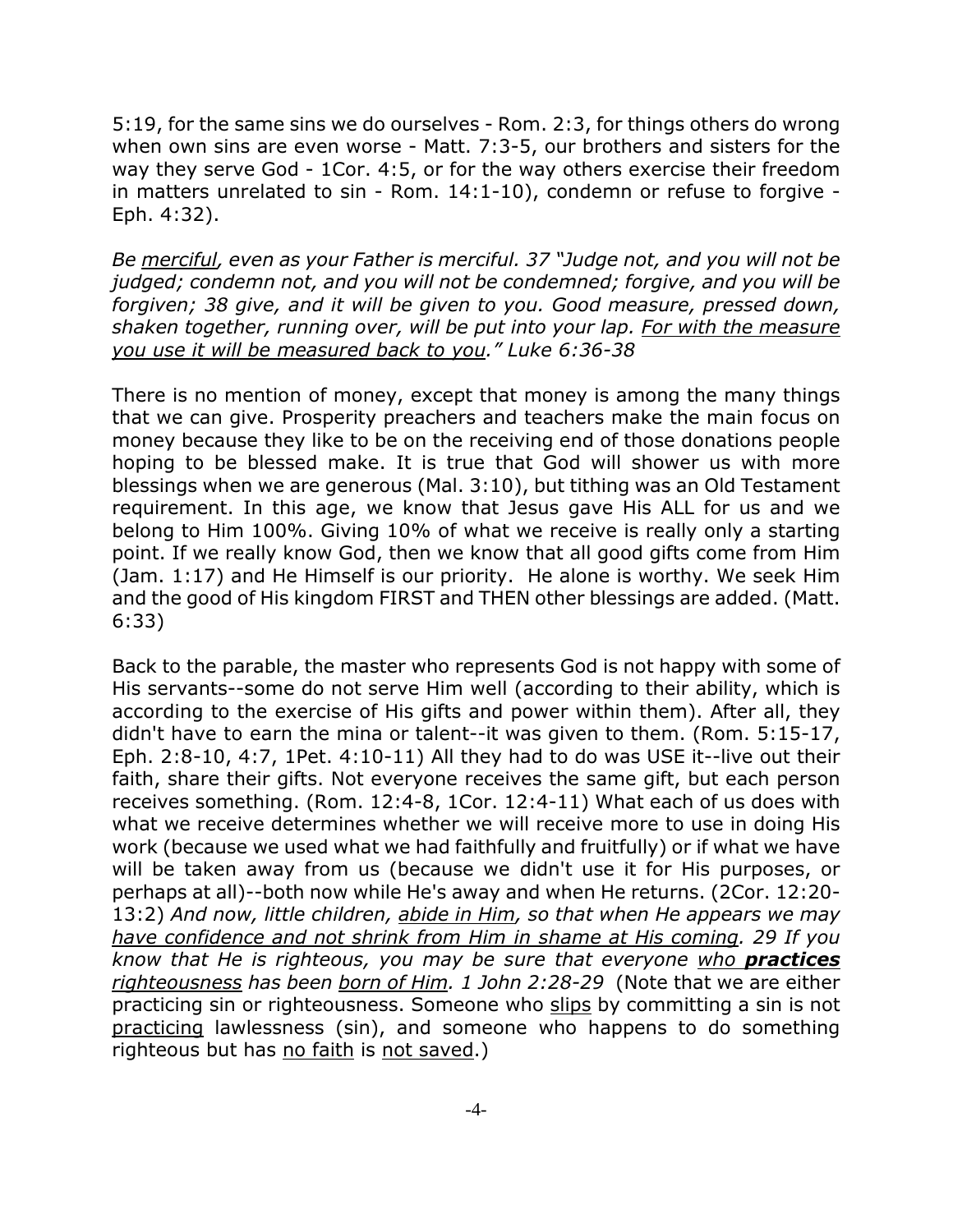5:19, for the same sins we do ourselves - Rom. 2:3, for things others do wrong when own sins are even worse - Matt. 7:3-5, our brothers and sisters for the way they serve God - 1Cor. 4:5, or for the way others exercise their freedom in matters unrelated to sin - Rom. 14:1-10), condemn or refuse to forgive - Eph. 4:32).

*Be <u>merciful</u>, even as your Father is merciful. 37 "Judge not, and you will not be judged; condemn not, and you will not be condemned; forgive, and you will be forgiven; 38 give, and it will be given to you. Good measure, pressed down, shaken together, running over, will be put into your lap. <u>For with the measure you use it will be measured back to you</u>." Luke 6:36-38*

There is no mention of money, except that money is among the many things that we can give. Prosperity preachers and teachers make the main focus on money because they like to be on the receiving end of those donations people hoping to be blessed make. It is true that God will shower us with more blessings when we are generous (Mal. 3:10), but tithing was an Old Testament requirement. In this age, we know that Jesus gave His ALL for us and we belong to Him 100%. Giving 10% of what we receive is really only a starting point. If we really know God, then we know that all good gifts come from Him (Jam. 1:17) and He Himself is our priority. He alone is worthy. We seek Him and the good of His kingdom FIRST and THEN other blessings are added. (Matt. 6:33)

Back to the parable, the master who represents God is not happy with some of His servants--some do not serve Him well (according to their ability, which is according to the exercise of His gifts and power within them). After all, they didn't have to earn the mina or talent--it was given to them. (Rom. 5:15-17, Eph. 2:8-10, 4:7, 1Pet. 4:10-11) All they had to do was USE it--live out their faith, share their gifts. Not everyone receives the same gift, but each person receives something. (Rom. 12:4-8, 1Cor. 12:4-11) What each of us does with what we receive determines whether we will receive more to use in doing His work (because we used what we had faithfully and fruitfully) or if what we have will be taken away from us (because we didn't use it for His purposes, or perhaps at all)--both now while He's away and when He returns. (2Cor. 12:20-13:2) *And now, little children, <u>abide in Him</u>, so that when He appears we may <u>have confidence and not shrink from Him in shame at His coming</u>. 29 If you know that He is righteous, you may be sure that everyone <u>who **practices** righteousness</u> has been <u>born of Him</u>. 1 John 2:28-29* (Note that we are either practicing sin or righteousness. Someone who <u>slips</u> by committing a sin is not <u>practicing</u> lawlessness (sin), and someone who happens to do something righteous but has <u>no faith</u> is <u>not saved</u>.)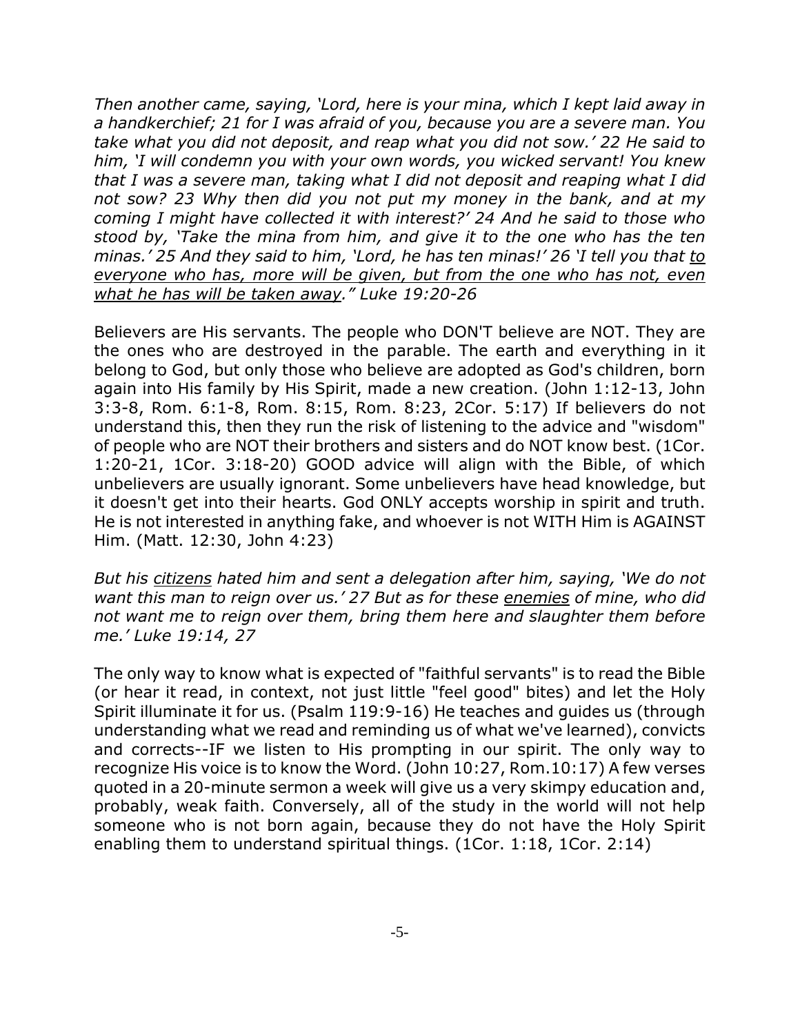*Then another came, saying, 'Lord, here is your mina, which I kept laid away in a handkerchief; 21 for I was afraid of you, because you are a severe man. You take what you did not deposit, and reap what you did not sow.' 22 He said to him, 'I will condemn you with your own words, you wicked servant! You knew that I was a severe man, taking what I did not deposit and reaping what I did not sow? 23 Why then did you not put my money in the bank, and at my coming I might have collected it with interest?' 24 And he said to those who stood by, 'Take the mina from him, and give it to the one who has the ten minas.' 25 And they said to him, 'Lord, he has ten minas!' 26 'I tell you that <u>to everyone who has, more will be given, but from the one who has not, even what he has will be taken away</u>." Luke 19:20-26*

Believers are His servants. The people who DON'T believe are NOT. They are the ones who are destroyed in the parable. The earth and everything in it belong to God, but only those who believe are adopted as God's children, born again into His family by His Spirit, made a new creation. (John 1:12-13, John 3:3-8, Rom. 6:1-8, Rom. 8:15, Rom. 8:23, 2Cor. 5:17) If believers do not understand this, then they run the risk of listening to the advice and "wisdom" of people who are NOT their brothers and sisters and do NOT know best. (1Cor. 1:20-21, 1Cor. 3:18-20) GOOD advice will align with the Bible, of which unbelievers are usually ignorant. Some unbelievers have head knowledge, but it doesn't get into their hearts. God ONLY accepts worship in spirit and truth. He is not interested in anything fake, and whoever is not WITH Him is AGAINST Him. (Matt. 12:30, John 4:23)

*But his <u>citizens</u> hated him and sent a delegation after him, saying, 'We do not want this man to reign over us.' 27 But as for these <u>enemies</u> of mine, who did not want me to reign over them, bring them here and slaughter them before me.' Luke 19:14, 27*

The only way to know what is expected of "faithful servants" is to read the Bible (or hear it read, in context, not just little "feel good" bites) and let the Holy Spirit illuminate it for us. (Psalm 119:9-16) He teaches and guides us (through understanding what we read and reminding us of what we've learned), convicts and corrects--IF we listen to His prompting in our spirit. The only way to recognize His voice is to know the Word. (John 10:27, Rom.10:17) A few verses quoted in a 20-minute sermon a week will give us a very skimpy education and, probably, weak faith. Conversely, all of the study in the world will not help someone who is not born again, because they do not have the Holy Spirit enabling them to understand spiritual things. (1Cor. 1:18, 1Cor. 2:14)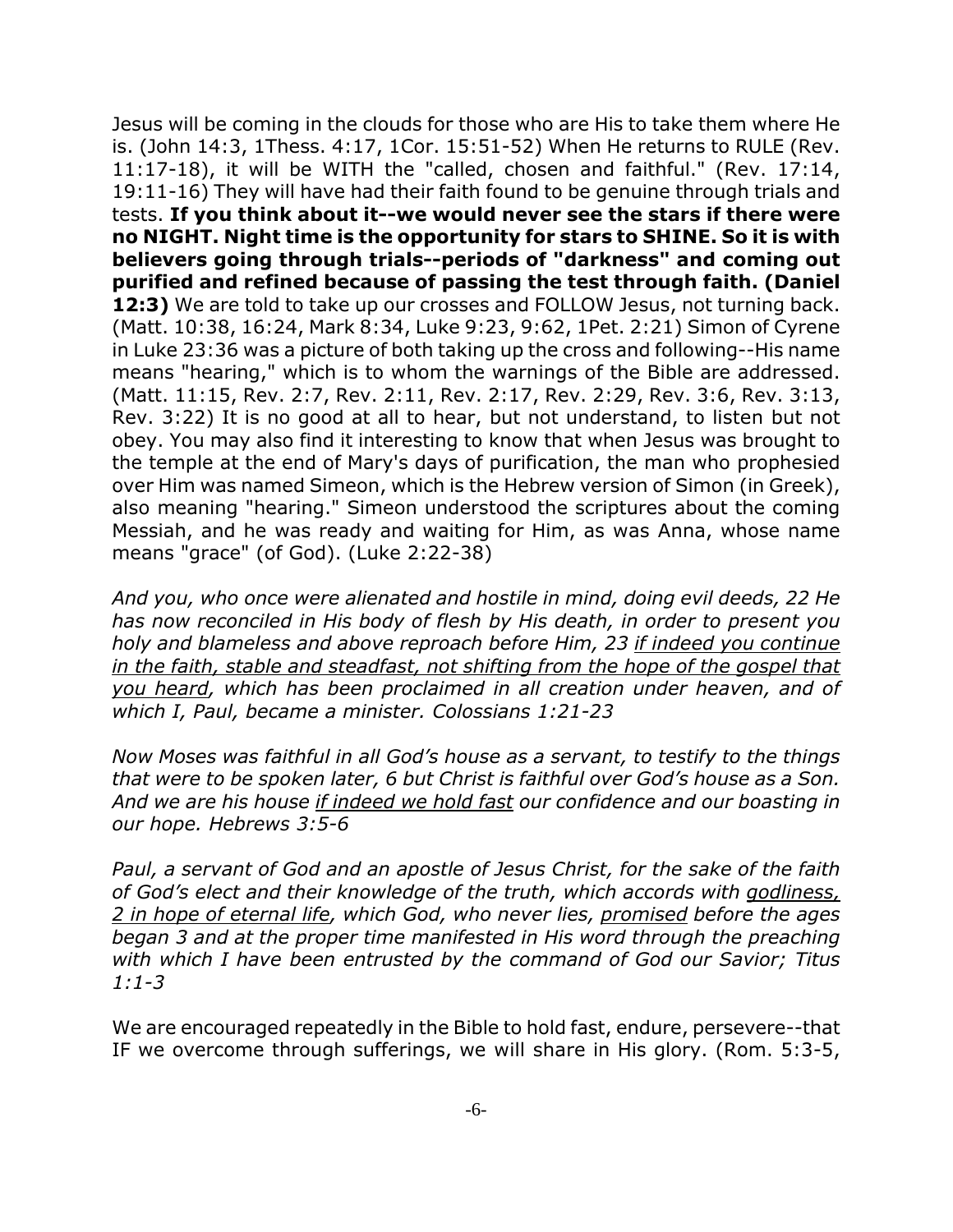Jesus will be coming in the clouds for those who are His to take them where He is. (John 14:3, 1Thess. 4:17, 1Cor. 15:51-52) When He returns to RULE (Rev. 11:17-18), it will be WITH the "called, chosen and faithful." (Rev. 17:14, 19:11-16) They will have had their faith found to be genuine through trials and tests. **If you think about it--we would never see the stars if there were no NIGHT. Night time is the opportunity for stars to SHINE. So it is with believers going through trials--periods of "darkness" and coming out purified and refined because of passing the test through faith. (Daniel 12:3)** We are told to take up our crosses and FOLLOW Jesus, not turning back. (Matt. 10:38, 16:24, Mark 8:34, Luke 9:23, 9:62, 1Pet. 2:21) Simon of Cyrene in Luke 23:36 was a picture of both taking up the cross and following--His name means "hearing," which is to whom the warnings of the Bible are addressed. (Matt. 11:15, Rev. 2:7, Rev. 2:11, Rev. 2:17, Rev. 2:29, Rev. 3:6, Rev. 3:13, Rev. 3:22) It is no good at all to hear, but not understand, to listen but not obey. You may also find it interesting to know that when Jesus was brought to the temple at the end of Mary's days of purification, the man who prophesied over Him was named Simeon, which is the Hebrew version of Simon (in Greek), also meaning "hearing." Simeon understood the scriptures about the coming Messiah, and he was ready and waiting for Him, as was Anna, whose name means "grace" (of God). (Luke 2:22-38)

*And you, who once were alienated and hostile in mind, doing evil deeds, 22 He has now reconciled in His body of flesh by His death, in order to present you holy and blameless and above reproach before Him, 23 <u>if indeed you continue in the faith, stable and steadfast, not shifting from the hope of the gospel that you heard</u>, which has been proclaimed in all creation under heaven, and of which I, Paul, became a minister. Colossians 1:21-23*

*Now Moses was faithful in all God's house as a servant, to testify to the things that were to be spoken later, 6 but Christ is faithful over God's house as a Son. And we are his house <u>if indeed we hold fast</u> our confidence and our boasting in our hope. Hebrews 3:5-6*

*Paul, a servant of God and an apostle of Jesus Christ, for the sake of the faith of God's elect and their knowledge of the truth, which accords with <u>godliness, 2 in hope of eternal life</u>, which God, who never lies, <u>promised</u> before the ages began 3 and at the proper time manifested in His word through the preaching with which I have been entrusted by the command of God our Savior; Titus 1:1-3*

We are encouraged repeatedly in the Bible to hold fast, endure, persevere--that IF we overcome through sufferings, we will share in His glory. (Rom. 5:3-5,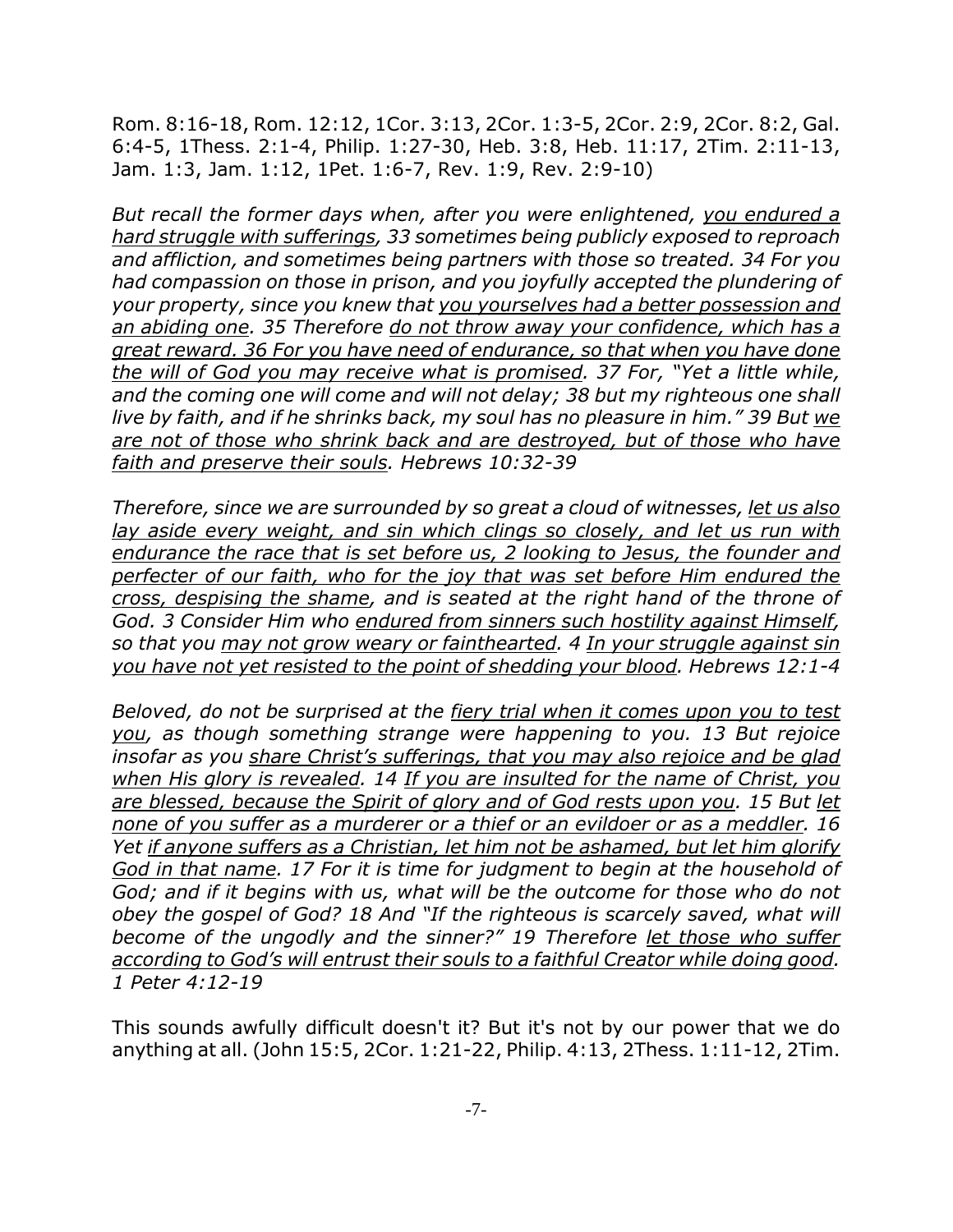Rom. 8:16-18, Rom. 12:12, 1Cor. 3:13, 2Cor. 1:3-5, 2Cor. 2:9, 2Cor. 8:2, Gal. 6:4-5, 1Thess. 2:1-4, Philip. 1:27-30, Heb. 3:8, Heb. 11:17, 2Tim. 2:11-13, Jam. 1:3, Jam. 1:12, 1Pet. 1:6-7, Rev. 1:9, Rev. 2:9-10)

*But recall the former days when, after you were enlightened, <u>you endured a hard struggle with sufferings</u>, 33 sometimes being publicly exposed to reproach and affliction, and sometimes being partners with those so treated. 34 For you had compassion on those in prison, and you joyfully accepted the plundering of your property, since you knew that <u>you yourselves had a better possession and an abiding one</u>. 35 Therefore <u>do not throw away your confidence, which has a great reward. 36 For you have need of endurance, so that when you have done the will of God you may receive what is promised</u>. 37 For, "Yet a little while, and the coming one will come and will not delay; 38 but my righteous one shall live by faith, and if he shrinks back, my soul has no pleasure in him." 39 But <u>we are not of those who shrink back and are destroyed, but of those who have faith and preserve their souls</u>. Hebrews 10:32-39*

*Therefore, since we are surrounded by so great a cloud of witnesses, <u>let us also lay aside every weight, and sin which clings so closely, and let us run with endurance the race that is set before us, 2 looking to Jesus, the founder and perfecter of our faith, who for the joy that was set before Him endured the cross, despising the shame</u>, and is seated at the right hand of the throne of God. 3 Consider Him who <u>endured from sinners such hostility against Himself,</u> so that you <u>may not grow weary or fainthearted</u>. 4 <u>In your struggle against sin you have not yet resisted to the point of shedding your blood</u>. Hebrews 12:1-4*

*Beloved, do not be surprised at the <u>fiery trial when it comes upon you to test you</u>, as though something strange were happening to you. 13 But rejoice insofar as you <u>share Christ's sufferings, that you may also rejoice and be glad when His glory is revealed</u>. 14 <u>If you are insulted for the name of Christ, you are blessed, because the Spirit of glory and of God rests upon you</u>. 15 But <u>let none of you suffer as a murderer or a thief or an evildoer or as a meddler</u>. 16 Yet <u>if anyone suffers as a Christian, let him not be ashamed, but let him glorify God in that name</u>. 17 For it is time for judgment to begin at the household of God; and if it begins with us, what will be the outcome for those who do not obey the gospel of God? 18 And "If the righteous is scarcely saved, what will become of the ungodly and the sinner?" 19 Therefore <u>let those who suffer according to God's will entrust their souls to a faithful Creator while doing good</u>. 1 Peter 4:12-19*

This sounds awfully difficult doesn't it? But it's not by our power that we do anything at all. (John 15:5, 2Cor. 1:21-22, Philip. 4:13, 2Thess. 1:11-12, 2Tim.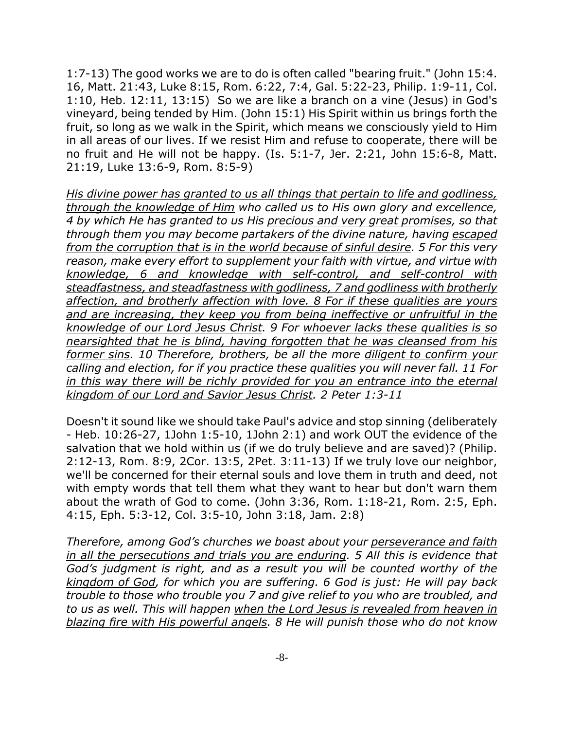1:7-13) The good works we are to do is often called "bearing fruit." (John 15:4. 16, Matt. 21:43, Luke 8:15, Rom. 6:22, 7:4, Gal. 5:22-23, Philip. 1:9-11, Col. 1:10, Heb. 12:11, 13:15) So we are like a branch on a vine (Jesus) in God's vineyard, being tended by Him. (John 15:1) His Spirit within us brings forth the fruit, so long as we walk in the Spirit, which means we consciously yield to Him in all areas of our lives. If we resist Him and refuse to cooperate, there will be no fruit and He will not be happy. (Is. 5:1-7, Jer. 2:21, John 15:6-8, Matt. 21:19, Luke 13:6-9, Rom. 8:5-9)

*<u>His divine power has granted to us all things that pertain to life and godliness, through the knowledge of Him</u> who called us to His own glory and excellence, 4 by which He has granted to us His <u>precious and very great promises</u>, so that through them you may become partakers of the divine nature, having <u>escaped from the corruption that is in the world because of sinful desire</u>. 5 For this very reason, make every effort to <u>supplement your faith with virtue, and virtue with knowledge, 6 and knowledge with self-control, and self-control with steadfastness, and steadfastness with godliness, 7 and godliness with brotherly affection, and brotherly affection with love. 8 For if these qualities are yours and are increasing, they keep you from being ineffective or unfruitful in the knowledge of our Lord Jesus Christ</u>. 9 For <u>whoever lacks these qualities is so nearsighted that he is blind, having forgotten that he was cleansed from his former sins</u>. 10 Therefore, brothers, be all the more <u>diligent to confirm your calling and election</u>, for <u>if you practice these qualities you will never fall. 11 For in this way there will be richly provided for you an entrance into the eternal kingdom of our Lord and Savior Jesus Christ</u>. 2 Peter 1:3-11*

Doesn't it sound like we should take Paul's advice and stop sinning (deliberately - Heb. 10:26-27, 1John 1:5-10, 1John 2:1) and work OUT the evidence of the salvation that we hold within us (if we do truly believe and are saved)? (Philip. 2:12-13, Rom. 8:9, 2Cor. 13:5, 2Pet. 3:11-13) If we truly love our neighbor, we'll be concerned for their eternal souls and love them in truth and deed, not with empty words that tell them what they want to hear but don't warn them about the wrath of God to come. (John 3:36, Rom. 1:18-21, Rom. 2:5, Eph. 4:15, Eph. 5:3-12, Col. 3:5-10, John 3:18, Jam. 2:8)

*Therefore, among God's churches we boast about your <u>perseverance and faith in all the persecutions and trials you are enduring</u>. 5 All this is evidence that God's judgment is right, and as a result you will be <u>counted worthy of the kingdom of God</u>, for which you are suffering. 6 God is just: He will pay back trouble to those who trouble you 7 and give relief to you who are troubled, and to us as well. This will happen <u>when the Lord Jesus is revealed from heaven in blazing fire with His powerful angels</u>. 8 He will punish those who do not know*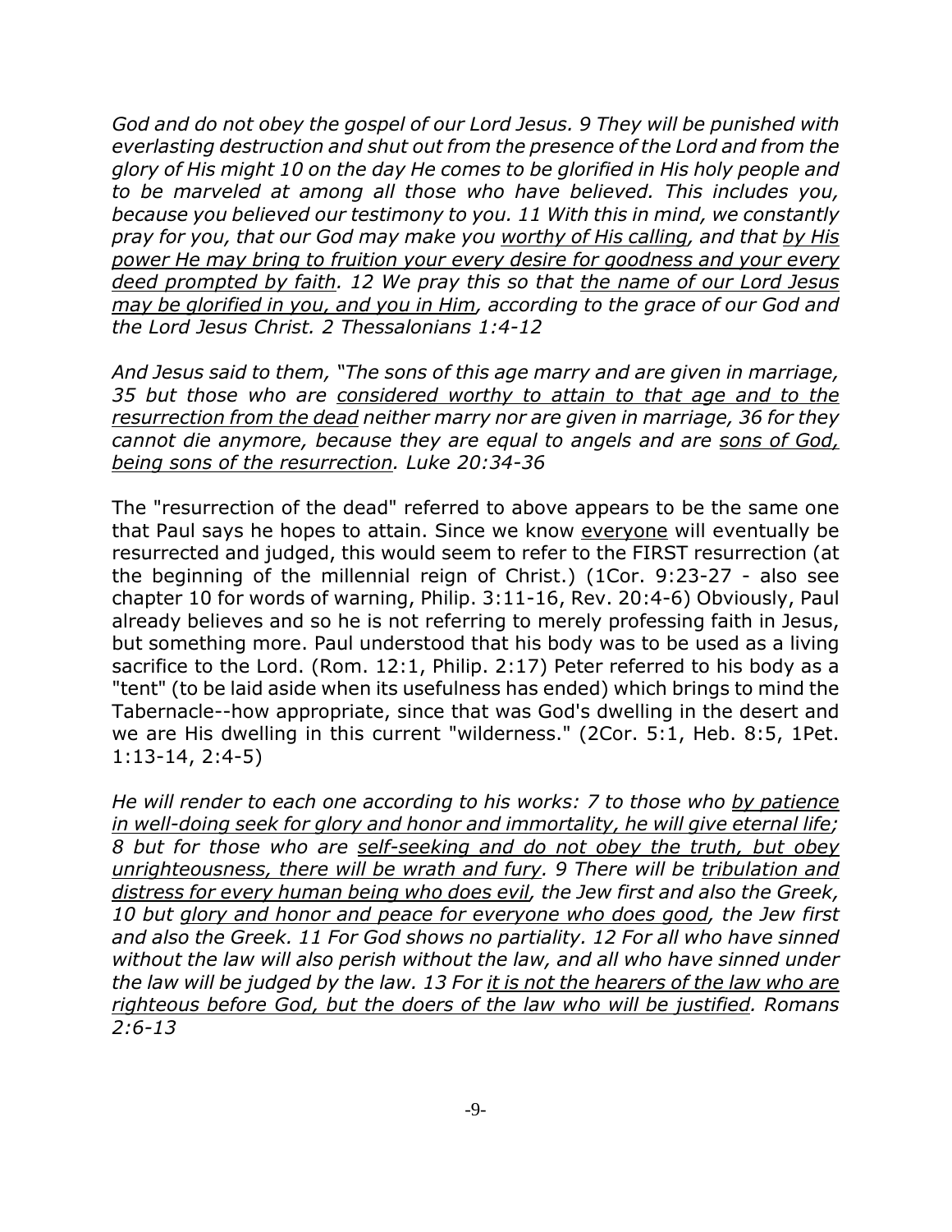*God and do not obey the gospel of our Lord Jesus. 9 They will be punished with everlasting destruction and shut out from the presence of the Lord and from the glory of His might 10 on the day He comes to be glorified in His holy people and to be marveled at among all those who have believed. This includes you, because you believed our testimony to you. 11 With this in mind, we constantly pray for you, that our God may make you <u>worthy of His calling</u>, and that <u>by His power He may bring to fruition your every desire for goodness and your every deed prompted by faith</u>. 12 We pray this so that <u>the name of our Lord Jesus may be glorified in you, and you in Him</u>, according to the grace of our God and the Lord Jesus Christ. 2 Thessalonians 1:4-12*

*And Jesus said to them, "The sons of this age marry and are given in marriage, 35 but those who are <u>considered worthy to attain to that age and to the resurrection from the dead</u> neither marry nor are given in marriage, 36 for they cannot die anymore, because they are equal to angels and are <u>sons of God, being sons of the resurrection</u>. Luke 20:34-36*

The "resurrection of the dead" referred to above appears to be the same one that Paul says he hopes to attain. Since we know <u>everyone</u> will eventually be resurrected and judged, this would seem to refer to the FIRST resurrection (at the beginning of the millennial reign of Christ.) (1Cor. 9:23-27 - also see chapter 10 for words of warning, Philip. 3:11-16, Rev. 20:4-6) Obviously, Paul already believes and so he is not referring to merely professing faith in Jesus, but something more. Paul understood that his body was to be used as a living sacrifice to the Lord. (Rom. 12:1, Philip. 2:17) Peter referred to his body as a "tent" (to be laid aside when its usefulness has ended) which brings to mind the Tabernacle--how appropriate, since that was God's dwelling in the desert and we are His dwelling in this current "wilderness." (2Cor. 5:1, Heb. 8:5, 1Pet. 1:13-14, 2:4-5)

*He will render to each one according to his works: 7 to those who <u>by patience in well-doing seek for glory and honor and immortality, he will give eternal life</u>; 8 but for those who are <u>self-seeking and do not obey the truth, but obey unrighteousness, there will be wrath and fury</u>. 9 There will be <u>tribulation and distress for every human being who does evil</u>, the Jew first and also the Greek, 10 but <u>glory and honor and peace for everyone who does good</u>, the Jew first and also the Greek. 11 For God shows no partiality. 12 For all who have sinned without the law will also perish without the law, and all who have sinned under the law will be judged by the law. 13 For <u>it is not the hearers of the law who are righteous before God, but the doers of the law who will be justified</u>. Romans 2:6-13*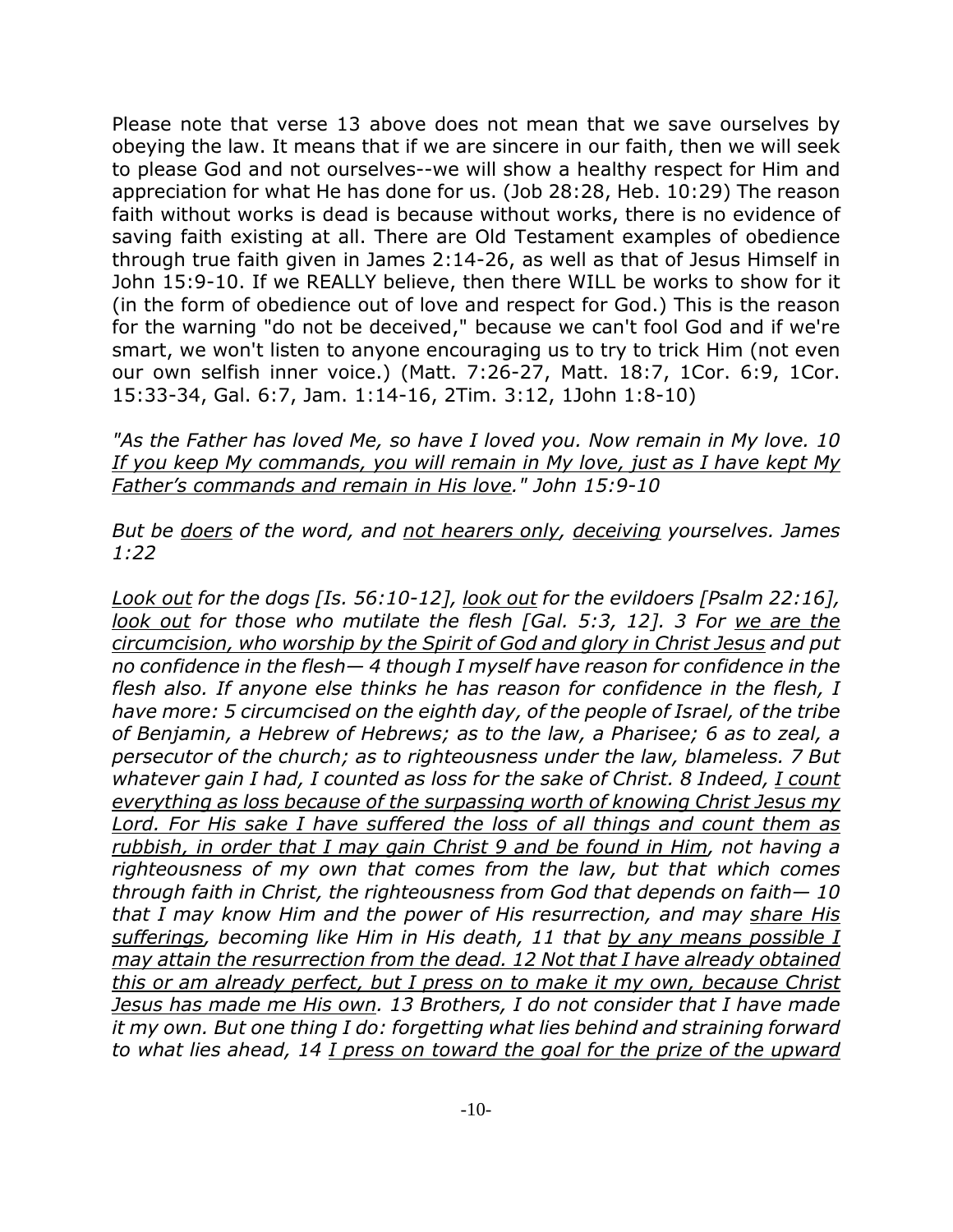Please note that verse 13 above does not mean that we save ourselves by obeying the law. It means that if we are sincere in our faith, then we will seek to please God and not ourselves--we will show a healthy respect for Him and appreciation for what He has done for us. (Job 28:28, Heb. 10:29) The reason faith without works is dead is because without works, there is no evidence of saving faith existing at all. There are Old Testament examples of obedience through true faith given in James 2:14-26, as well as that of Jesus Himself in John 15:9-10. If we REALLY believe, then there WILL be works to show for it (in the form of obedience out of love and respect for God.) This is the reason for the warning "do not be deceived," because we can't fool God and if we're smart, we won't listen to anyone encouraging us to try to trick Him (not even our own selfish inner voice.) (Matt. 7:26-27, Matt. 18:7, 1Cor. 6:9, 1Cor. 15:33-34, Gal. 6:7, Jam. 1:14-16, 2Tim. 3:12, 1John 1:8-10)

*"As the Father has loved Me, so have I loved you. Now remain in My love. 10 <u>If you keep My commands, you will remain in My love, just as I have kept My Father's commands and remain in His love</u>." John 15:9-10*

*But be <u>doers</u> of the word, and <u>not hearers only</u>, <u>deceiving</u> yourselves. James 1:22*

*<u>Look out</u> for the dogs [Is. 56:10-12], <u>look out</u> for the evildoers [Psalm 22:16], <u>look out</u> for those who mutilate the flesh [Gal. 5:3, 12]. 3 For <u>we are the circumcision, who worship by the Spirit of God and glory in Christ Jesus</u> and put no confidence in the flesh— 4 though I myself have reason for confidence in the flesh also. If anyone else thinks he has reason for confidence in the flesh, I have more: 5 circumcised on the eighth day, of the people of Israel, of the tribe of Benjamin, a Hebrew of Hebrews; as to the law, a Pharisee; 6 as to zeal, a persecutor of the church; as to righteousness under the law, blameless. 7 But whatever gain I had, I counted as loss for the sake of Christ. 8 Indeed, <u>I count everything as loss because of the surpassing worth of knowing Christ Jesus my Lord. For His sake I have suffered the loss of all things and count them as rubbish, in order that I may gain Christ 9 and be found in Him</u>, not having a righteousness of my own that comes from the law, but that which comes through faith in Christ, the righteousness from God that depends on faith— 10 that I may know Him and the power of His resurrection, and may <u>share His sufferings</u>, becoming like Him in His death, 11 that <u>by any means possible I may attain the resurrection from the dead. 12 Not that I have already obtained this or am already perfect, but I press on to make it my own, because Christ Jesus has made me His own</u>. 13 Brothers, I do not consider that I have made it my own. But one thing I do: forgetting what lies behind and straining forward to what lies ahead, 14 <u>I press on toward the goal for the prize of the upward</u>*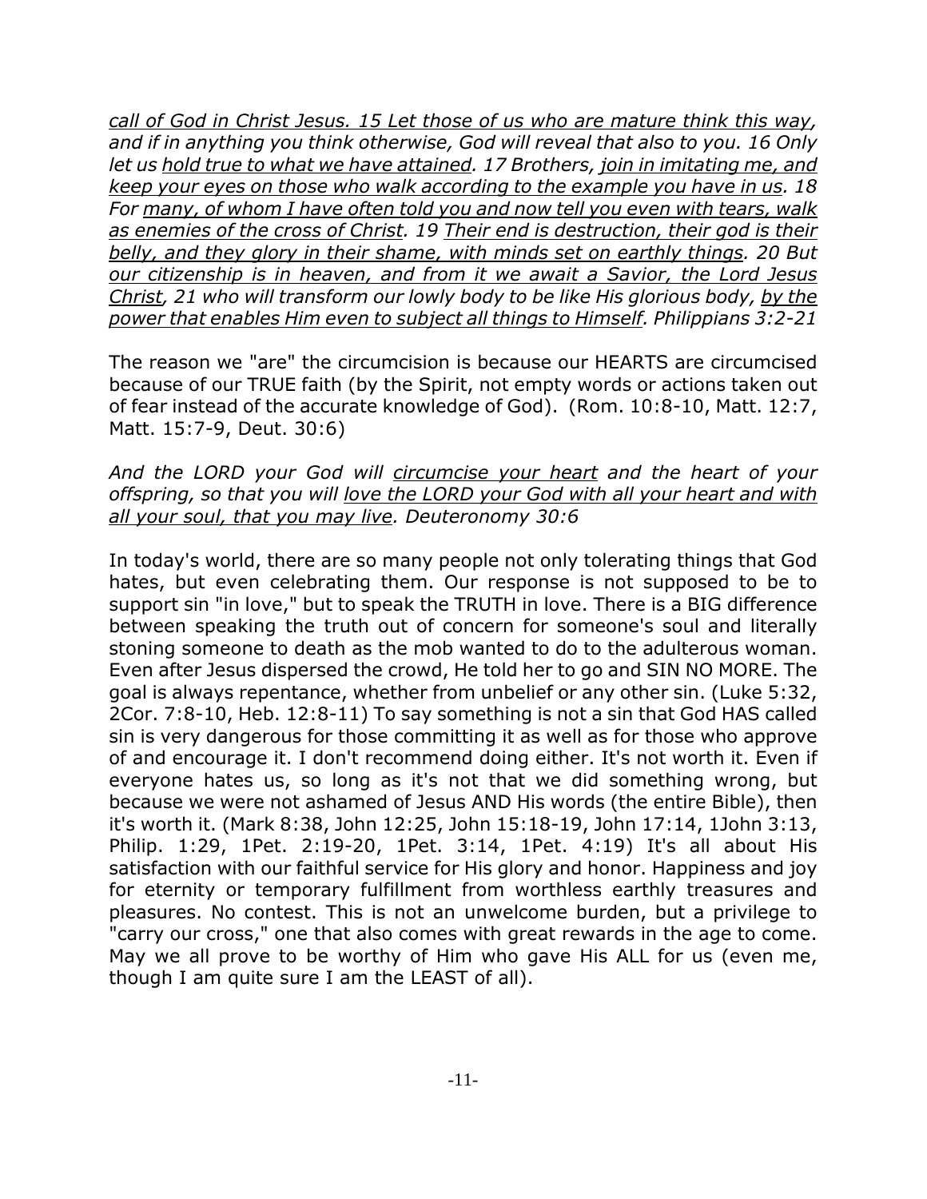*call of God in Christ Jesus. 15 Let those of us who are mature think this way, and if in anything you think otherwise, God will reveal that also to you. 16 Only let us hold true to what we have attained. 17 Brothers, join in imitating me, and keep your eyes on those who walk according to the example you have in us. 18 For many, of whom I have often told you and now tell you even with tears, walk as enemies of the cross of Christ. 19 Their end is destruction, their god is their belly, and they glory in their shame, with minds set on earthly things. 20 But our citizenship is in heaven, and from it we await a Savior, the Lord Jesus Christ, 21 who will transform our lowly body to be like His glorious body, by the power that enables Him even to subject all things to Himself. Philippians 3:2-21*

The reason we "are" the circumcision is because our HEARTS are circumcised because of our TRUE faith (by the Spirit, not empty words or actions taken out of fear instead of the accurate knowledge of God). (Rom. 10:8-10, Matt. 12:7, Matt. 15:7-9, Deut. 30:6)

*And the LORD your God will circumcise your heart and the heart of your offspring, so that you will love the LORD your God with all your heart and with all your soul, that you may live. Deuteronomy 30:6*

In today's world, there are so many people not only tolerating things that God hates, but even celebrating them. Our response is not supposed to be to support sin "in love," but to speak the TRUTH in love. There is a BIG difference between speaking the truth out of concern for someone's soul and literally stoning someone to death as the mob wanted to do to the adulterous woman. Even after Jesus dispersed the crowd, He told her to go and SIN NO MORE. The goal is always repentance, whether from unbelief or any other sin. (Luke 5:32, 2Cor. 7:8-10, Heb. 12:8-11) To say something is not a sin that God HAS called sin is very dangerous for those committing it as well as for those who approve of and encourage it. I don't recommend doing either. It's not worth it. Even if everyone hates us, so long as it's not that we did something wrong, but because we were not ashamed of Jesus AND His words (the entire Bible), then it's worth it. (Mark 8:38, John 12:25, John 15:18-19, John 17:14, 1John 3:13, Philip. 1:29, 1Pet. 2:19-20, 1Pet. 3:14, 1Pet. 4:19) It's all about His satisfaction with our faithful service for His glory and honor. Happiness and joy for eternity or temporary fulfillment from worthless earthly treasures and pleasures. No contest. This is not an unwelcome burden, but a privilege to "carry our cross," one that also comes with great rewards in the age to come. May we all prove to be worthy of Him who gave His ALL for us (even me, though I am quite sure I am the LEAST of all).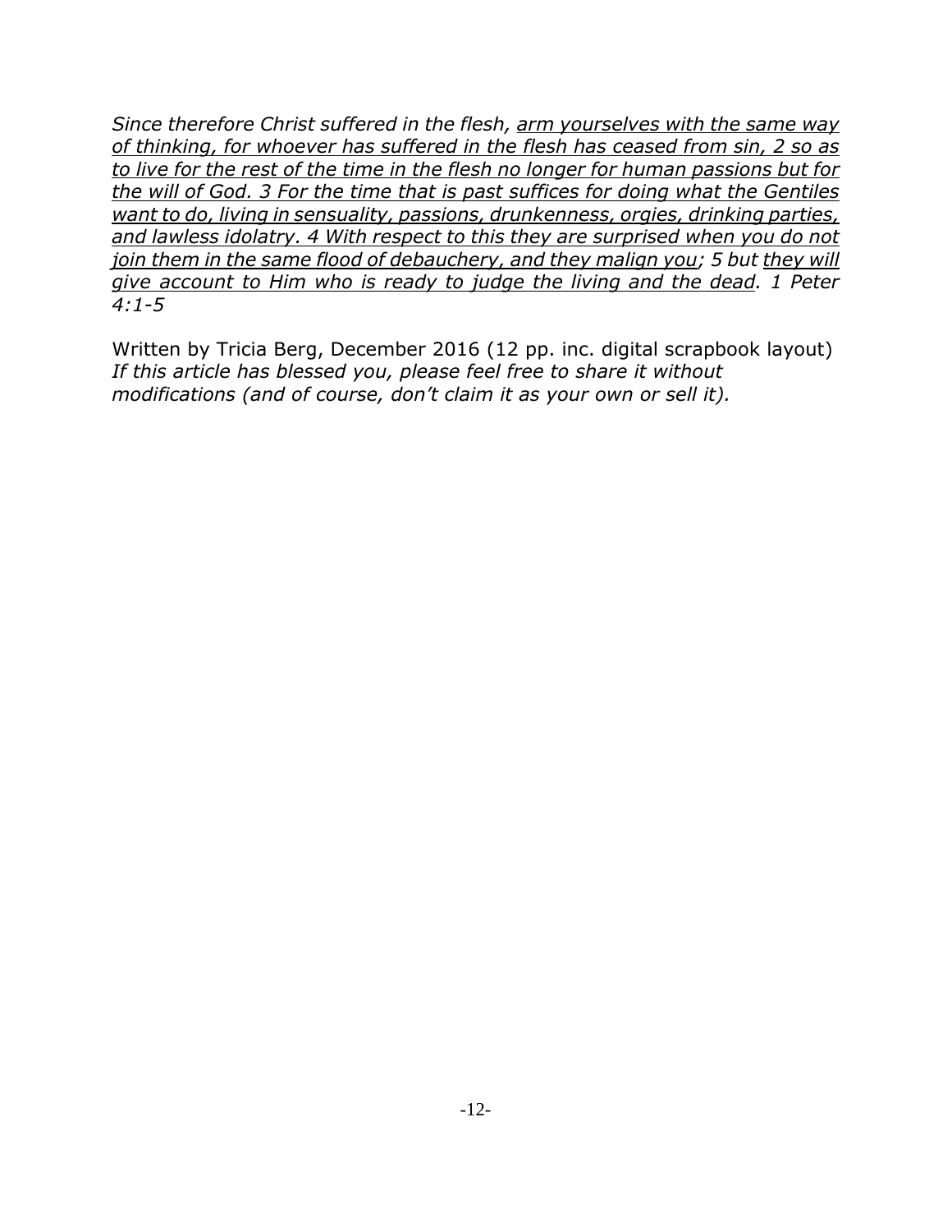*Since therefore Christ suffered in the flesh, <u>arm yourselves with the same way of thinking, for whoever has suffered in the flesh has ceased from sin, 2 so as to live for the rest of the time in the flesh no longer for human passions but for the will of God. 3 For the time that is past suffices for doing what the Gentiles want to do, living in sensuality, passions, drunkenness, orgies, drinking parties, and lawless idolatry. 4 With respect to this they are surprised when you do not join them in the same flood of debauchery, and they malign you</u>; 5 but <u>they will give account to Him who is ready to judge the living and the dead</u>. 1 Peter 4:1-5*

Written by Tricia Berg, December 2016 (12 pp. inc. digital scrapbook layout)
*If this article has blessed you, please feel free to share it without modifications (and of course, don't claim it as your own or sell it).*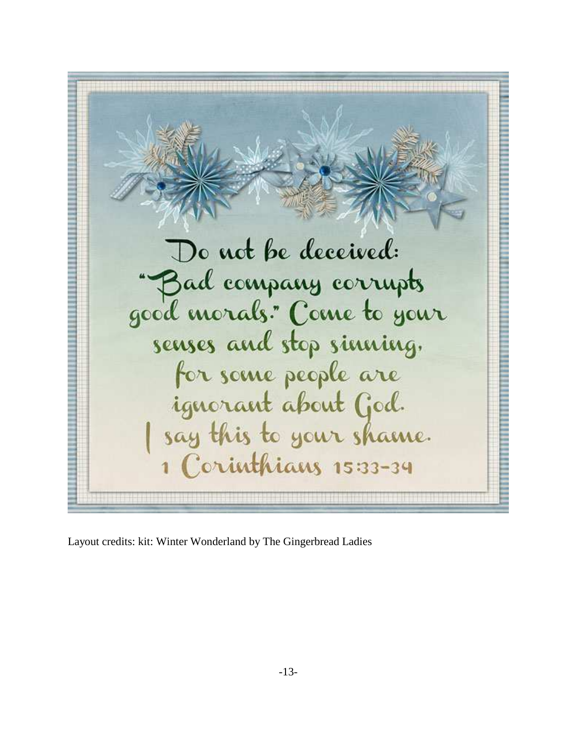Do not be deceived:
"Bad company corrupts
good morals." Come to your
senses and stop sinning,
for some people are
ignorant about God.
I say this to your shame.
1 Corinthians 15:33-34

Layout credits: kit: Winter Wonderland by The Gingerbread Ladies